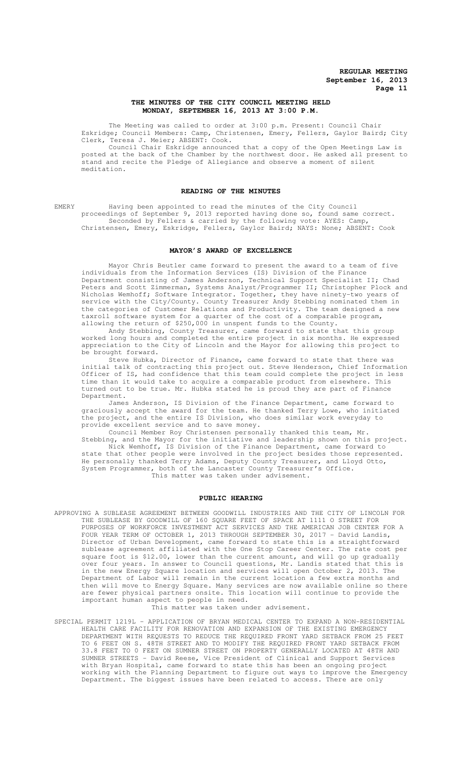**REGULAR MEETING**
**September 16, 2013**

## THE MINUTES OF THE CITY COUNCIL MEETING HELD MONDAY, SEPTEMBER 16, 2013 AT 3:00 P.M.

The Meeting was called to order at 3:00 p.m. Present: Council Chair Eskridge; Council Members: Camp, Christensen, Emery, Fellers, Gaylor Baird; City Clerk, Teresa J. Meier; ABSENT: Cook.

Council Chair Eskridge announced that a copy of the Open Meetings Law is posted at the back of the Chamber by the northwest door. He asked all present to stand and recite the Pledge of Allegiance and observe a moment of silent meditation.

### READING OF THE MINUTES

EMERY Having been appointed to read the minutes of the City Council proceedings of September 9, 2013 reported having done so, found same correct.

Seconded by Fellers & carried by the following vote: AYES: Camp, Christensen, Emery, Eskridge, Fellers, Gaylor Baird; NAYS: None; ABSENT: Cook

### MAYOR'S AWARD OF EXCELLENCE

Mayor Chris Beutler came forward to present the award to a team of five individuals from the Information Services (IS) Division of the Finance Department consisting of James Anderson, Technical Support Specialist II; Chad Peters and Scott Zimmerman, Systems Analyst/Programmer II; Christopher Plock and Nicholas Wemhoff; Software Integrator. Together, they have ninety-two years of service with the City/County. County Treasurer Andy Stebbing nominated them in the categories of Customer Relations and Productivity. The team designed a new taxroll software system for a quarter of the cost of a comparable program, allowing the return of $250,000 in unspent funds to the County.

Andy Stebbing, County Treasurer, came forward to state that this group worked long hours and completed the entire project in six months. He expressed appreciation to the City of Lincoln and the Mayor for allowing this project to be brought forward.

Steve Hubka, Director of Finance, came forward to state that there was initial talk of contracting this project out. Steve Henderson, Chief Information Officer of IS, had confidence that this team could complete the project in less time than it would take to acquire a comparable product from elsewhere. This turned out to be true. Mr. Hubka stated he is proud they are part of Finance Department.

James Anderson, IS Division of the Finance Department, came forward to graciously accept the award for the team. He thanked Terry Lowe, who initiated the project, and the entire IS Division, who does similar work everyday to provide excellent service and to save money.

Council Member Roy Christensen personally thanked this team, Mr. Stebbing, and the Mayor for the initiative and leadership shown on this project.

Nick Wemhoff, IS Division of the Finance Department, came forward to state that other people were involved in the project besides those represented. He personally thanked Terry Adams, Deputy County Treasurer, and Lloyd Otto, System Programmer, both of the Lancaster County Treasurer's Office.

This matter was taken under advisement.

### PUBLIC HEARING

APPROVING A SUBLEASE AGREEMENT BETWEEN GOODWILL INDUSTRIES AND THE CITY OF LINCOLN FOR THE SUBLEASE BY GOODWILL OF 160 SQUARE FEET OF SPACE AT 1111 O STREET FOR PURPOSES OF WORKFORCE INVESTMENT ACT SERVICES AND THE AMERICAN JOB CENTER FOR A FOUR YEAR TERM OF OCTOBER 1, 2013 THROUGH SEPTEMBER 30, 2017 - David Landis, Director of Urban Development, came forward to state this is a straightforward sublease agreement affiliated with the One Stop Career Center. The rate cost per square foot is $12.00, lower than the current amount, and will go up gradually over four years. In answer to Council questions, Mr. Landis stated that this is in the new Energy Square location and services will open October 2, 2013. The Department of Labor will remain in the current location a few extra months and then will move to Energy Square. Many services are now available online so there are fewer physical partners onsite. This location will continue to provide the important human aspect to people in need.

This matter was taken under advisement.

SPECIAL PERMIT 1219L – APPLICATION OF BRYAN MEDICAL CENTER TO EXPAND A NON-RESIDENTIAL HEALTH CARE FACILITY FOR RENOVATION AND EXPANSION OF THE EXISTING EMERGENCY DEPARTMENT WITH REQUESTS TO REDUCE THE REQUIRED FRONT YARD SETBACK FROM 25 FEET TO 6 FEET ON S. 48TH STREET AND TO MODIFY THE REQUIRED FRONT YARD SETBACK FROM 33.8 FEET TO 0 FEET ON SUMNER STREET ON PROPERTY GENERALLY LOCATED AT 48TH AND SUMNER STREETS - David Reese, Vice President of Clinical and Support Services with Bryan Hospital, came forward to state this has been an ongoing project working with the Planning Department to figure out ways to improve the Emergency Department. The biggest issues have been related to access. There are only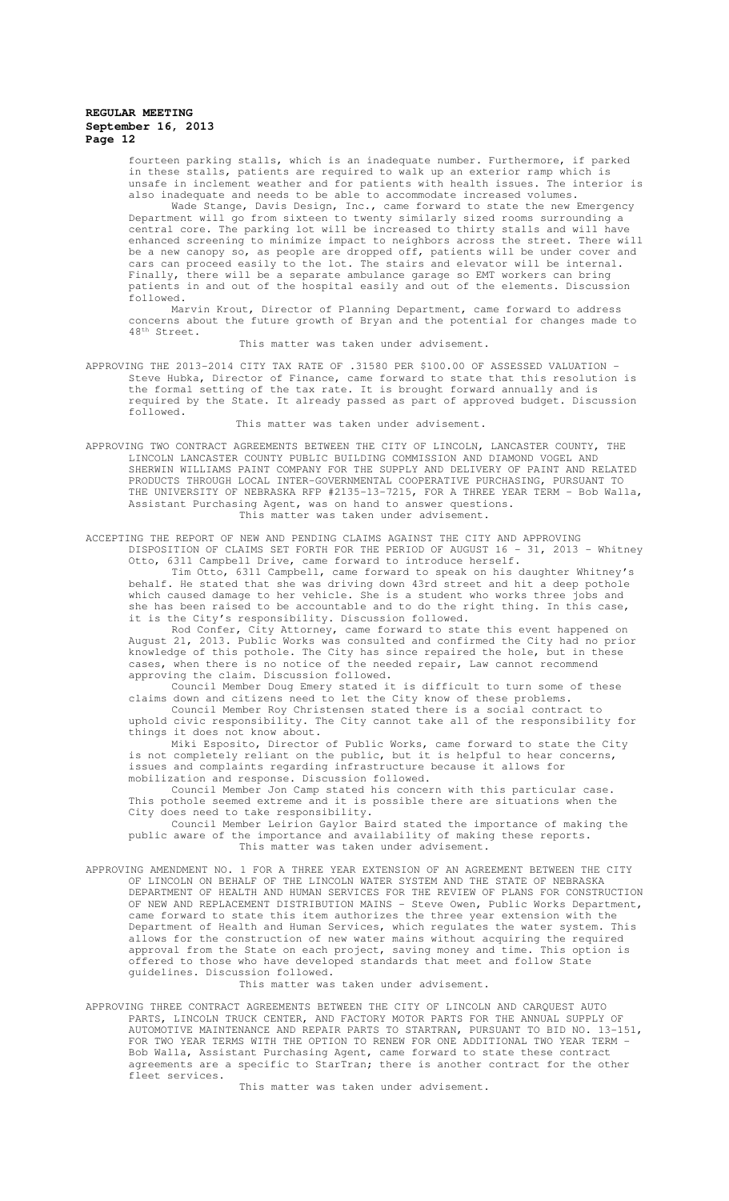fourteen parking stalls, which is an inadequate number. Furthermore, if parked in these stalls, patients are required to walk up an exterior ramp which is unsafe in inclement weather and for patients with health issues. The interior is also inadequate and needs to be able to accommodate increased volumes.

Wade Stange, Davis Design, Inc., came forward to state the new Emergency Department will go from sixteen to twenty similarly sized rooms surrounding a central core. The parking lot will be increased to thirty stalls and will have enhanced screening to minimize impact to neighbors across the street. There will be a new canopy so, as people are dropped off, patients will be under cover and cars can proceed easily to the lot. The stairs and elevator will be internal. Finally, there will be a separate ambulance garage so EMT workers can bring patients in and out of the hospital easily and out of the elements. Discussion followed.

Marvin Krout, Director of Planning Department, came forward to address concerns about the future growth of Bryan and the potential for changes made to 48th Street.

This matter was taken under advisement.

APPROVING THE 2013-2014 CITY TAX RATE OF .31580 PER $100.00 OF ASSESSED VALUATION - Steve Hubka, Director of Finance, came forward to state that this resolution is the formal setting of the tax rate. It is brought forward annually and is required by the State. It already passed as part of approved budget. Discussion followed.

This matter was taken under advisement.

APPROVING TWO CONTRACT AGREEMENTS BETWEEN THE CITY OF LINCOLN, LANCASTER COUNTY, THE LINCOLN LANCASTER COUNTY PUBLIC BUILDING COMMISSION AND DIAMOND VOGEL AND SHERWIN WILLIAMS PAINT COMPANY FOR THE SUPPLY AND DELIVERY OF PAINT AND RELATED PRODUCTS THROUGH LOCAL INTER-GOVERNMENTAL COOPERATIVE PURCHASING, PURSUANT TO THE UNIVERSITY OF NEBRASKA RFP #2135-13-7215, FOR A THREE YEAR TERM - Bob Walla, Assistant Purchasing Agent, was on hand to answer questions.

This matter was taken under advisement.

ACCEPTING THE REPORT OF NEW AND PENDING CLAIMS AGAINST THE CITY AND APPROVING DISPOSITION OF CLAIMS SET FORTH FOR THE PERIOD OF AUGUST 16 - 31, 2013 - Whitney Otto, 6311 Campbell Drive, came forward to introduce herself.

Tim Otto, 6311 Campbell, came forward to speak on his daughter Whitney's behalf. He stated that she was driving down 43rd street and hit a deep pothole which caused damage to her vehicle. She is a student who works three jobs and she has been raised to be accountable and to do the right thing. In this case, it is the City's responsibility. Discussion followed.

Rod Confer, City Attorney, came forward to state this event happened on August 21, 2013. Public Works was consulted and confirmed the City had no prior knowledge of this pothole. The City has since repaired the hole, but in these cases, when there is no notice of the needed repair, Law cannot recommend approving the claim. Discussion followed.

Council Member Doug Emery stated it is difficult to turn some of these claims down and citizens need to let the City know of these problems.

Council Member Roy Christensen stated there is a social contract to uphold civic responsibility. The City cannot take all of the responsibility for things it does not know about.

Miki Esposito, Director of Public Works, came forward to state the City is not completely reliant on the public, but it is helpful to hear concerns, issues and complaints regarding infrastructure because it allows for mobilization and response. Discussion followed.

Council Member Jon Camp stated his concern with this particular case. This pothole seemed extreme and it is possible there are situations when the City does need to take responsibility.

Council Member Leirion Gaylor Baird stated the importance of making the public aware of the importance and availability of making these reports.

This matter was taken under advisement.

APPROVING AMENDMENT NO. 1 FOR A THREE YEAR EXTENSION OF AN AGREEMENT BETWEEN THE CITY OF LINCOLN ON BEHALF OF THE LINCOLN WATER SYSTEM AND THE STATE OF NEBRASKA DEPARTMENT OF HEALTH AND HUMAN SERVICES FOR THE REVIEW OF PLANS FOR CONSTRUCTION OF NEW AND REPLACEMENT DISTRIBUTION MAINS - Steve Owen, Public Works Department, came forward to state this item authorizes the three year extension with the Department of Health and Human Services, which regulates the water system. This allows for the construction of new water mains without acquiring the required approval from the State on each project, saving money and time. This option is offered to those who have developed standards that meet and follow State guidelines. Discussion followed.

This matter was taken under advisement.

APPROVING THREE CONTRACT AGREEMENTS BETWEEN THE CITY OF LINCOLN AND CARQUEST AUTO PARTS, LINCOLN TRUCK CENTER, AND FACTORY MOTOR PARTS FOR THE ANNUAL SUPPLY OF AUTOMOTIVE MAINTENANCE AND REPAIR PARTS TO STARTRAN, PURSUANT TO BID NO. 13-151, FOR TWO YEAR TERMS WITH THE OPTION TO RENEW FOR ONE ADDITIONAL TWO YEAR TERM - Bob Walla, Assistant Purchasing Agent, came forward to state these contract agreements are a specific to StarTran; there is another contract for the other fleet services.

This matter was taken under advisement.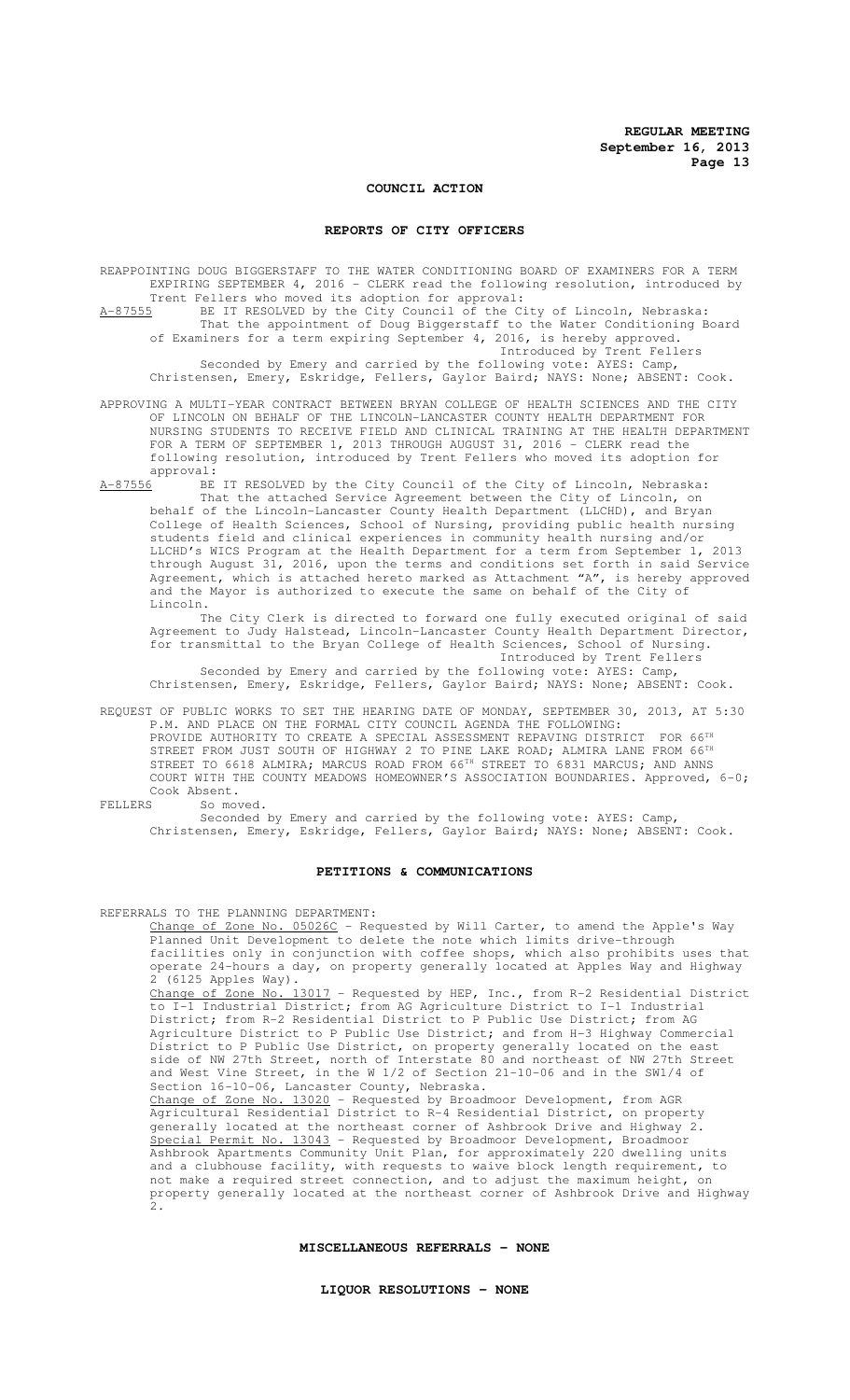## COUNCIL ACTION

### REPORTS OF CITY OFFICERS

REAPPOINTING DOUG BIGGERSTAFF TO THE WATER CONDITIONING BOARD OF EXAMINERS FOR A TERM EXPIRING SEPTEMBER 4, 2016 - CLERK read the following resolution, introduced by Trent Fellers who moved its adoption for approval:

A-87555 BE IT RESOLVED by the City Council of the City of Lincoln, Nebraska:

That the appointment of Doug Biggerstaff to the Water Conditioning Board of Examiners for a term expiring September 4, 2016, is hereby approved.

Introduced by Trent Fellers

Seconded by Emery and carried by the following vote: AYES: Camp, Christensen, Emery, Eskridge, Fellers, Gaylor Baird; NAYS: None; ABSENT: Cook.

APPROVING A MULTI-YEAR CONTRACT BETWEEN BRYAN COLLEGE OF HEALTH SCIENCES AND THE CITY OF LINCOLN ON BEHALF OF THE LINCOLN-LANCASTER COUNTY HEALTH DEPARTMENT FOR NURSING STUDENTS TO RECEIVE FIELD AND CLINICAL TRAINING AT THE HEALTH DEPARTMENT FOR A TERM OF SEPTEMBER 1, 2013 THROUGH AUGUST 31, 2016 - CLERK read the following resolution, introduced by Trent Fellers who moved its adoption for approval:

A-87556 BE IT RESOLVED by the City Council of the City of Lincoln, Nebraska:

That the attached Service Agreement between the City of Lincoln, on behalf of the Lincoln-Lancaster County Health Department (LLCHD), and Bryan College of Health Sciences, School of Nursing, providing public health nursing students field and clinical experiences in community health nursing and/or LLCHD's WICS Program at the Health Department for a term from September 1, 2013 through August 31, 2016, upon the terms and conditions set forth in said Service Agreement, which is attached hereto marked as Attachment "A", is hereby approved and the Mayor is authorized to execute the same on behalf of the City of Lincoln.

The City Clerk is directed to forward one fully executed original of said Agreement to Judy Halstead, Lincoln-Lancaster County Health Department Director, for transmittal to the Bryan College of Health Sciences, School of Nursing.

Introduced by Trent Fellers

Seconded by Emery and carried by the following vote: AYES: Camp, Christensen, Emery, Eskridge, Fellers, Gaylor Baird; NAYS: None; ABSENT: Cook.

REQUEST OF PUBLIC WORKS TO SET THE HEARING DATE OF MONDAY, SEPTEMBER 30, 2013, AT 5:30 P.M. AND PLACE ON THE FORMAL CITY COUNCIL AGENDA THE FOLLOWING: PROVIDE AUTHORITY TO CREATE A SPECIAL ASSESSMENT REPAVING DISTRICT FOR 66TH STREET FROM JUST SOUTH OF HIGHWAY 2 TO PINE LAKE ROAD; ALMIRA LANE FROM 66TH STREET TO 6618 ALMIRA; MARCUS ROAD FROM 66TH STREET TO 6831 MARCUS; AND ANNS COURT WITH THE COUNTY MEADOWS HOMEOWNER'S ASSOCIATION BOUNDARIES. Approved, 6-0; Cook Absent.

FELLERS So moved.

Seconded by Emery and carried by the following vote: AYES: Camp, Christensen, Emery, Eskridge, Fellers, Gaylor Baird; NAYS: None; ABSENT: Cook.

### PETITIONS & COMMUNICATIONS

REFERRALS TO THE PLANNING DEPARTMENT:

Change of Zone No. 05026C - Requested by Will Carter, to amend the Apple's Way Planned Unit Development to delete the note which limits drive-through facilities only in conjunction with coffee shops, which also prohibits uses that operate 24-hours a day, on property generally located at Apples Way and Highway 2 (6125 Apples Way).

Change of Zone No. 13017 - Requested by HEP, Inc., from R-2 Residential District to I-1 Industrial District; from AG Agriculture District to I-1 Industrial District; from R-2 Residential District to P Public Use District; from AG Agriculture District to P Public Use District; and from H-3 Highway Commercial District to P Public Use District, on property generally located on the east side of NW 27th Street, north of Interstate 80 and northeast of NW 27th Street and West Vine Street, in the W 1/2 of Section 21-10-06 and in the SW1/4 of Section 16-10-06, Lancaster County, Nebraska.

Change of Zone No. 13020 - Requested by Broadmoor Development, from AGR Agricultural Residential District to R-4 Residential District, on property generally located at the northeast corner of Ashbrook Drive and Highway 2.

Special Permit No. 13043 - Requested by Broadmoor Development, Broadmoor Ashbrook Apartments Community Unit Plan, for approximately 220 dwelling units and a clubhouse facility, with requests to waive block length requirement, to not make a required street connection, and to adjust the maximum height, on property generally located at the northeast corner of Ashbrook Drive and Highway 2.

### MISCELLANEOUS REFERRALS - NONE

### LIQUOR RESOLUTIONS - NONE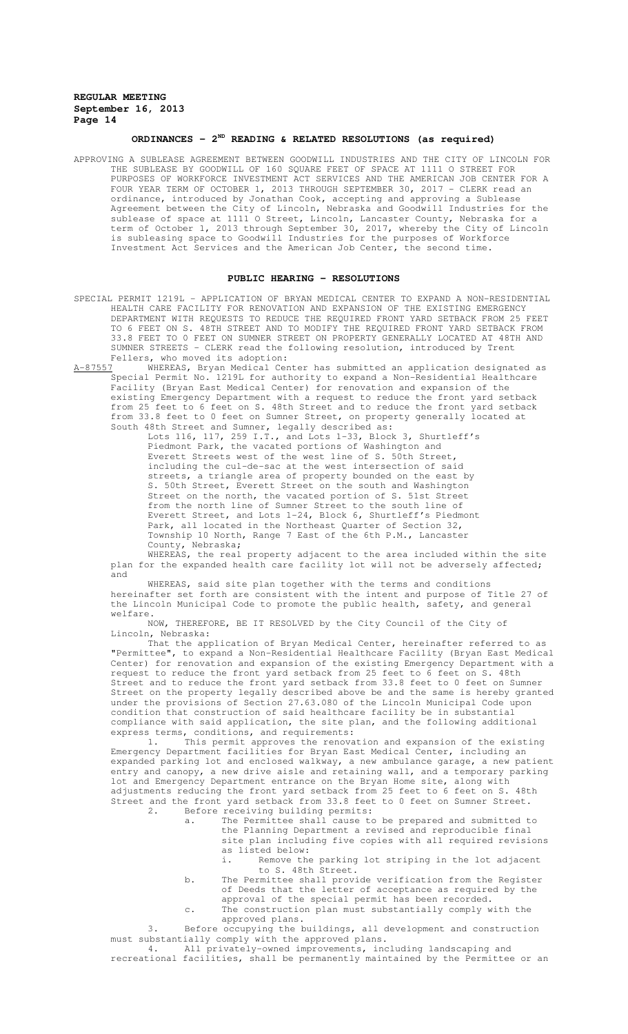## ORDINANCES - 2ND READING & RELATED RESOLUTIONS (as required)

APPROVING A SUBLEASE AGREEMENT BETWEEN GOODWILL INDUSTRIES AND THE CITY OF LINCOLN FOR THE SUBLEASE BY GOODWILL OF 160 SQUARE FEET OF SPACE AT 1111 O STREET FOR PURPOSES OF WORKFORCE INVESTMENT ACT SERVICES AND THE AMERICAN JOB CENTER FOR A FOUR YEAR TERM OF OCTOBER 1, 2013 THROUGH SEPTEMBER 30, 2017 - CLERK read an ordinance, introduced by Jonathan Cook, accepting and approving a Sublease Agreement between the City of Lincoln, Nebraska and Goodwill Industries for the sublease of space at 1111 O Street, Lincoln, Lancaster County, Nebraska for a term of October 1, 2013 through September 30, 2017, whereby the City of Lincoln is subleasing space to Goodwill Industries for the purposes of Workforce Investment Act Services and the American Job Center, the second time.

## PUBLIC HEARING - RESOLUTIONS

SPECIAL PERMIT 1219L – APPLICATION OF BRYAN MEDICAL CENTER TO EXPAND A NON-RESIDENTIAL HEALTH CARE FACILITY FOR RENOVATION AND EXPANSION OF THE EXISTING EMERGENCY DEPARTMENT WITH REQUESTS TO REDUCE THE REQUIRED FRONT YARD SETBACK FROM 25 FEET TO 6 FEET ON S. 48TH STREET AND TO MODIFY THE REQUIRED FRONT YARD SETBACK FROM 33.8 FEET TO 0 FEET ON SUMNER STREET ON PROPERTY GENERALLY LOCATED AT 48TH AND SUMNER STREETS - CLERK read the following resolution, introduced by Trent Fellers, who moved its adoption:

A-87557 WHEREAS, Bryan Medical Center has submitted an application designated as Special Permit No. 1219L for authority to expand a Non-Residential Healthcare Facility (Bryan East Medical Center) for renovation and expansion of the existing Emergency Department with a request to reduce the front yard setback from 25 feet to 6 feet on S. 48th Street and to reduce the front yard setback from 33.8 feet to 0 feet on Sumner Street, on property generally located at South 48th Street and Sumner, legally described as:

Lots 116, 117, 259 I.T., and Lots 1-33, Block 3, Shurtleff's Piedmont Park, the vacated portions of Washington and Everett Streets west of the west line of S. 50th Street, including the cul-de-sac at the west intersection of said streets, a triangle area of property bounded on the east by S. 50th Street, Everett Street on the south and Washington Street on the north, the vacated portion of S. 51st Street from the north line of Sumner Street to the south line of Everett Street, and Lots 1-24, Block 6, Shurtleff's Piedmont Park, all located in the Northeast Quarter of Section 32, Township 10 North, Range 7 East of the 6th P.M., Lancaster County, Nebraska;

WHEREAS, the real property adjacent to the area included within the site plan for the expanded health care facility lot will not be adversely affected; and

WHEREAS, said site plan together with the terms and conditions hereinafter set forth are consistent with the intent and purpose of Title 27 of the Lincoln Municipal Code to promote the public health, safety, and general welfare.

NOW, THEREFORE, BE IT RESOLVED by the City Council of the City of Lincoln, Nebraska:

That the application of Bryan Medical Center, hereinafter referred to as "Permittee", to expand a Non-Residential Healthcare Facility (Bryan East Medical Center) for renovation and expansion of the existing Emergency Department with a request to reduce the front yard setback from 25 feet to 6 feet on S. 48th Street and to reduce the front yard setback from 33.8 feet to 0 feet on Sumner Street on the property legally described above be and the same is hereby granted under the provisions of Section 27.63.080 of the Lincoln Municipal Code upon condition that construction of said healthcare facility be in substantial compliance with said application, the site plan, and the following additional express terms, conditions, and requirements:

1. This permit approves the renovation and expansion of the existing Emergency Department facilities for Bryan East Medical Center, including an expanded parking lot and enclosed walkway, a new ambulance garage, a new patient entry and canopy, a new drive aisle and retaining wall, and a temporary parking lot and Emergency Department entrance on the Bryan Home site, along with adjustments reducing the front yard setback from 25 feet to 6 feet on S. 48th Street and the front yard setback from 33.8 feet to 0 feet on Sumner Street.
2. Before receiving building permits:
   a. The Permittee shall cause to be prepared and submitted to the Planning Department a revised and reproducible final site plan including five copies with all required revisions as listed below:
      i. Remove the parking lot striping in the lot adjacent to S. 48th Street.
   b. The Permittee shall provide verification from the Register of Deeds that the letter of acceptance as required by the approval of the special permit has been recorded.
   c. The construction plan must substantially comply with the approved plans.
3. Before occupying the buildings, all development and construction must substantially comply with the approved plans.
4. All privately-owned improvements, including landscaping and recreational facilities, shall be permanently maintained by the Permittee or an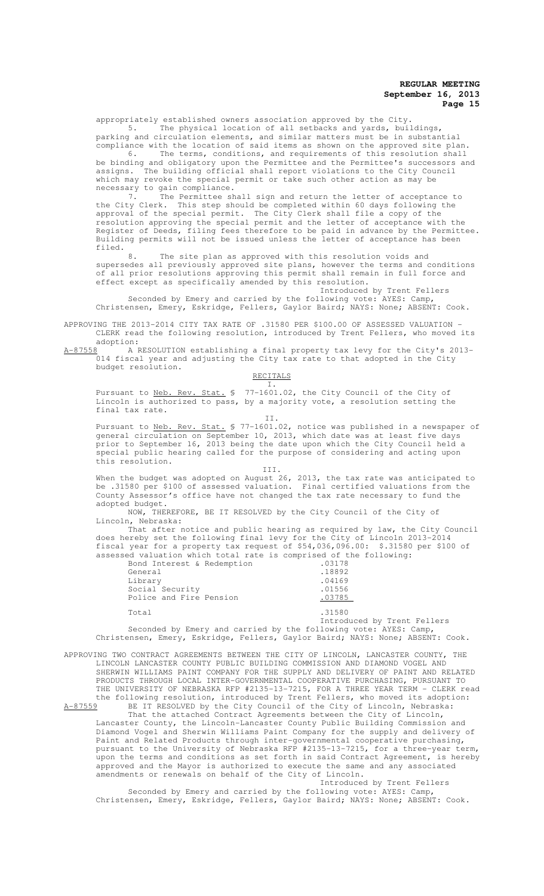appropriately established owners association approved by the City.

5. The physical location of all setbacks and yards, buildings, parking and circulation elements, and similar matters must be in substantial compliance with the location of said items as shown on the approved site plan.

6. The terms, conditions, and requirements of this resolution shall be binding and obligatory upon the Permittee and the Permittee's successors and assigns. The building official shall report violations to the City Council which may revoke the special permit or take such other action as may be necessary to gain compliance.

7. The Permittee shall sign and return the letter of acceptance to the City Clerk. This step should be completed within 60 days following the approval of the special permit. The City Clerk shall file a copy of the resolution approving the special permit and the letter of acceptance with the Register of Deeds, filing fees therefore to be paid in advance by the Permittee. Building permits will not be issued unless the letter of acceptance has been filed.

8. The site plan as approved with this resolution voids and supersedes all previously approved site plans, however the terms and conditions of all prior resolutions approving this permit shall remain in full force and effect except as specifically amended by this resolution.

Introduced by Trent Fellers

Seconded by Emery and carried by the following vote: AYES: Camp, Christensen, Emery, Eskridge, Fellers, Gaylor Baird; NAYS: None; ABSENT: Cook.

APPROVING THE 2013-2014 CITY TAX RATE OF .31580 PER $100.00 OF ASSESSED VALUATION - CLERK read the following resolution, introduced by Trent Fellers, who moved its adoption:

A-87558 A RESOLUTION establishing a final property tax levy for the City's 2013-014 fiscal year and adjusting the City tax rate to that adopted in the City budget resolution.

RECITALS

I.

Pursuant to Neb. Rev. Stat. § 77-1601.02, the City Council of the City of Lincoln is authorized to pass, by a majority vote, a resolution setting the final tax rate.

II.

Pursuant to Neb. Rev. Stat. § 77-1601.02, notice was published in a newspaper of general circulation on September 10, 2013, which date was at least five days prior to September 16, 2013 being the date upon which the City Council held a special public hearing called for the purpose of considering and acting upon this resolution.

III.

When the budget was adopted on August 26, 2013, the tax rate was anticipated to be .31580 per $100 of assessed valuation. Final certified valuations from the County Assessor's office have not changed the tax rate necessary to fund the adopted budget.

NOW, THEREFORE, BE IT RESOLVED by the City Council of the City of Lincoln, Nebraska:

That after notice and public hearing as required by law, the City Council does hereby set the following final levy for the City of Lincoln 2013-2014 fiscal year for a property tax request of $54,036,096.00: $.31580 per $100 of assessed valuation which total rate is comprised of the following:

| | |
|---|---|
| Bond Interest & Redemption | .03178 |
| General | .18892 |
| Library | .04169 |
| Social Security | .01556 |
| Police and Fire Pension | .03785 |
| Total | .31580 |

Introduced by Trent Fellers

Seconded by Emery and carried by the following vote: AYES: Camp, Christensen, Emery, Eskridge, Fellers, Gaylor Baird; NAYS: None; ABSENT: Cook.

APPROVING TWO CONTRACT AGREEMENTS BETWEEN THE CITY OF LINCOLN, LANCASTER COUNTY, THE LINCOLN LANCASTER COUNTY PUBLIC BUILDING COMMISSION AND DIAMOND VOGEL AND SHERWIN WILLIAMS PAINT COMPANY FOR THE SUPPLY AND DELIVERY OF PAINT AND RELATED PRODUCTS THROUGH LOCAL INTER-GOVERNMENTAL COOPERATIVE PURCHASING, PURSUANT TO THE UNIVERSITY OF NEBRASKA RFP #2135-13-7215, FOR A THREE YEAR TERM - CLERK read the following resolution, introduced by Trent Fellers, who moved its adoption:

A-87559 BE IT RESOLVED by the City Council of the City of Lincoln, Nebraska:

That the attached Contract Agreements between the City of Lincoln, Lancaster County, the Lincoln-Lancaster County Public Building Commission and Diamond Vogel and Sherwin Williams Paint Company for the supply and delivery of Paint and Related Products through inter-governmental cooperative purchasing, pursuant to the University of Nebraska RFP #2135-13-7215, for a three-year term, upon the terms and conditions as set forth in said Contract Agreement, is hereby approved and the Mayor is authorized to execute the same and any associated amendments or renewals on behalf of the City of Lincoln.

Introduced by Trent Fellers

Seconded by Emery and carried by the following vote: AYES: Camp, Christensen, Emery, Eskridge, Fellers, Gaylor Baird; NAYS: None; ABSENT: Cook.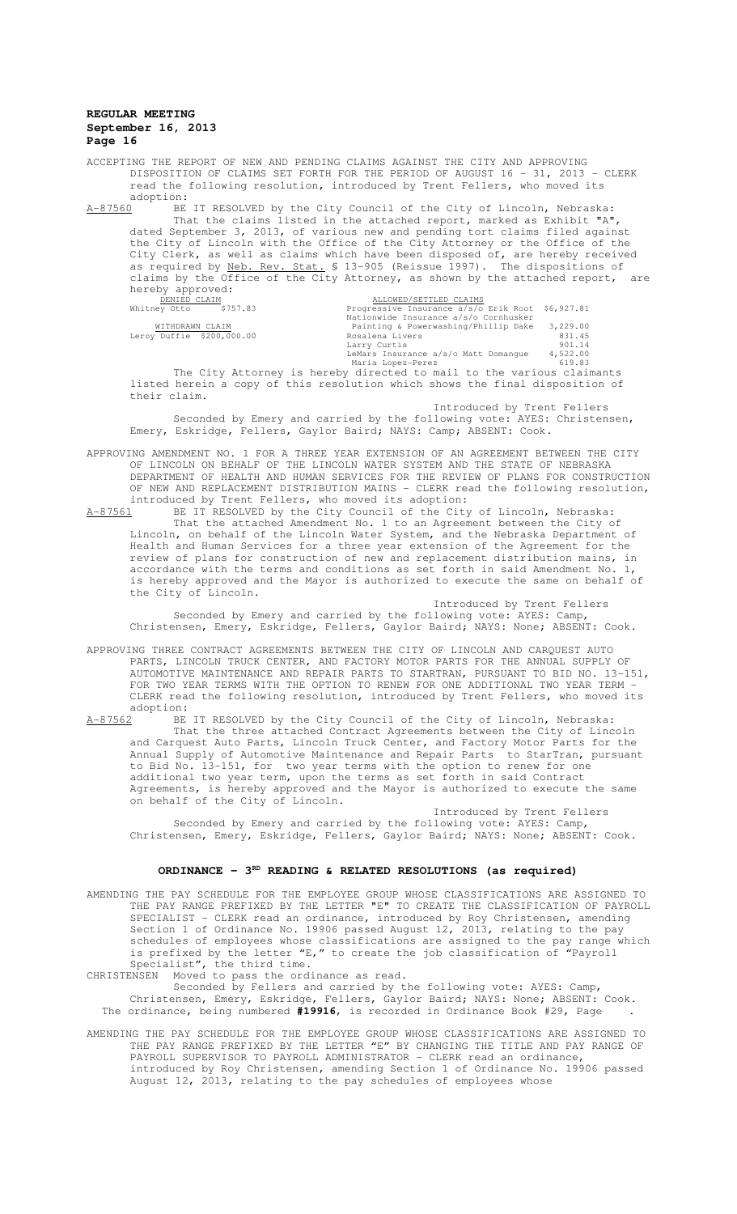ACCEPTING THE REPORT OF NEW AND PENDING CLAIMS AGAINST THE CITY AND APPROVING DISPOSITION OF CLAIMS SET FORTH FOR THE PERIOD OF AUGUST 16 - 31, 2013 - CLERK read the following resolution, introduced by Trent Fellers, who moved its adoption:

A-87560 BE IT RESOLVED by the City Council of the City of Lincoln, Nebraska: That the claims listed in the attached report, marked as Exhibit "A", dated September 3, 2013, of various new and pending tort claims filed against the City of Lincoln with the Office of the City Attorney or the Office of the City Clerk, as well as claims which have been disposed of, are hereby received as required by Neb. Rev. Stat. § 13-905 (Reissue 1997). The dispositions of claims by the Office of the City Attorney, as shown by the attached report, are hereby approved:

| DENIED CLAIM | | ALLOWED/SETTLED CLAIMS | |
|---|---|---|---|
| Whitney Otto | $757.83 | Progressive Insurance a/s/o Erik Root | $6,927.81 |
| | | Nationwide Insurance a/s/o Cornhusker | |
| WITHDRAWN CLAIM | | Painting & Powerwashing/Phillip Dake | 3,229.00 |
| Leroy Duffie | $200,000.00 | Rosalena Livers | 831.45 |
| | | Larry Curtis | 901.14 |
| | | LeMars Insurance a/s/o Matt Domangue | 4,522.00 |
| | | Maria Lopez-Perez | 619.83 |

The City Attorney is hereby directed to mail to the various claimants listed herein a copy of this resolution which shows the final disposition of their claim.

Introduced by Trent Fellers

Seconded by Emery and carried by the following vote: AYES: Christensen, Emery, Eskridge, Fellers, Gaylor Baird; NAYS: Camp; ABSENT: Cook.

APPROVING AMENDMENT NO. 1 FOR A THREE YEAR EXTENSION OF AN AGREEMENT BETWEEN THE CITY OF LINCOLN ON BEHALF OF THE LINCOLN WATER SYSTEM AND THE STATE OF NEBRASKA DEPARTMENT OF HEALTH AND HUMAN SERVICES FOR THE REVIEW OF PLANS FOR CONSTRUCTION OF NEW AND REPLACEMENT DISTRIBUTION MAINS - CLERK read the following resolution, introduced by Trent Fellers, who moved its adoption:

A-87561 BE IT RESOLVED by the City Council of the City of Lincoln, Nebraska: That the attached Amendment No. 1 to an Agreement between the City of Lincoln, on behalf of the Lincoln Water System, and the Nebraska Department of Health and Human Services for a three year extension of the Agreement for the review of plans for construction of new and replacement distribution mains, in accordance with the terms and conditions as set forth in said Amendment No. 1, is hereby approved and the Mayor is authorized to execute the same on behalf of the City of Lincoln.

Introduced by Trent Fellers

Seconded by Emery and carried by the following vote: AYES: Camp, Christensen, Emery, Eskridge, Fellers, Gaylor Baird; NAYS: None; ABSENT: Cook.

APPROVING THREE CONTRACT AGREEMENTS BETWEEN THE CITY OF LINCOLN AND CARQUEST AUTO PARTS, LINCOLN TRUCK CENTER, AND FACTORY MOTOR PARTS FOR THE ANNUAL SUPPLY OF AUTOMOTIVE MAINTENANCE AND REPAIR PARTS TO STARTRAN, PURSUANT TO BID NO. 13-151, FOR TWO YEAR TERMS WITH THE OPTION TO RENEW FOR ONE ADDITIONAL TWO YEAR TERM - CLERK read the following resolution, introduced by Trent Fellers, who moved its adoption:

A-87562 BE IT RESOLVED by the City Council of the City of Lincoln, Nebraska: That the three attached Contract Agreements between the City of Lincoln and Carquest Auto Parts, Lincoln Truck Center, and Factory Motor Parts for the Annual Supply of Automotive Maintenance and Repair Parts to StarTran, pursuant to Bid No. 13-151, for two year terms with the option to renew for one additional two year term, upon the terms as set forth in said Contract Agreements, is hereby approved and the Mayor is authorized to execute the same on behalf of the City of Lincoln.

Introduced by Trent Fellers

Seconded by Emery and carried by the following vote: AYES: Camp, Christensen, Emery, Eskridge, Fellers, Gaylor Baird; NAYS: None; ABSENT: Cook.

## ORDINANCE - 3RD READING & RELATED RESOLUTIONS (as required)

AMENDING THE PAY SCHEDULE FOR THE EMPLOYEE GROUP WHOSE CLASSIFICATIONS ARE ASSIGNED TO THE PAY RANGE PREFIXED BY THE LETTER "E" TO CREATE THE CLASSIFICATION OF PAYROLL SPECIALIST - CLERK read an ordinance, introduced by Roy Christensen, amending Section 1 of Ordinance No. 19906 passed August 12, 2013, relating to the pay schedules of employees whose classifications are assigned to the pay range which is prefixed by the letter "E," to create the job classification of "Payroll Specialist", the third time.

CHRISTENSEN Moved to pass the ordinance as read.

Seconded by Fellers and carried by the following vote: AYES: Camp, Christensen, Emery, Eskridge, Fellers, Gaylor Baird; NAYS: None; ABSENT: Cook.

The ordinance, being numbered **#19916**, is recorded in Ordinance Book #29, Page .

AMENDING THE PAY SCHEDULE FOR THE EMPLOYEE GROUP WHOSE CLASSIFICATIONS ARE ASSIGNED TO THE PAY RANGE PREFIXED BY THE LETTER "E" BY CHANGING THE TITLE AND PAY RANGE OF PAYROLL SUPERVISOR TO PAYROLL ADMINISTRATOR - CLERK read an ordinance, introduced by Roy Christensen, amending Section 1 of Ordinance No. 19906 passed August 12, 2013, relating to the pay schedules of employees whose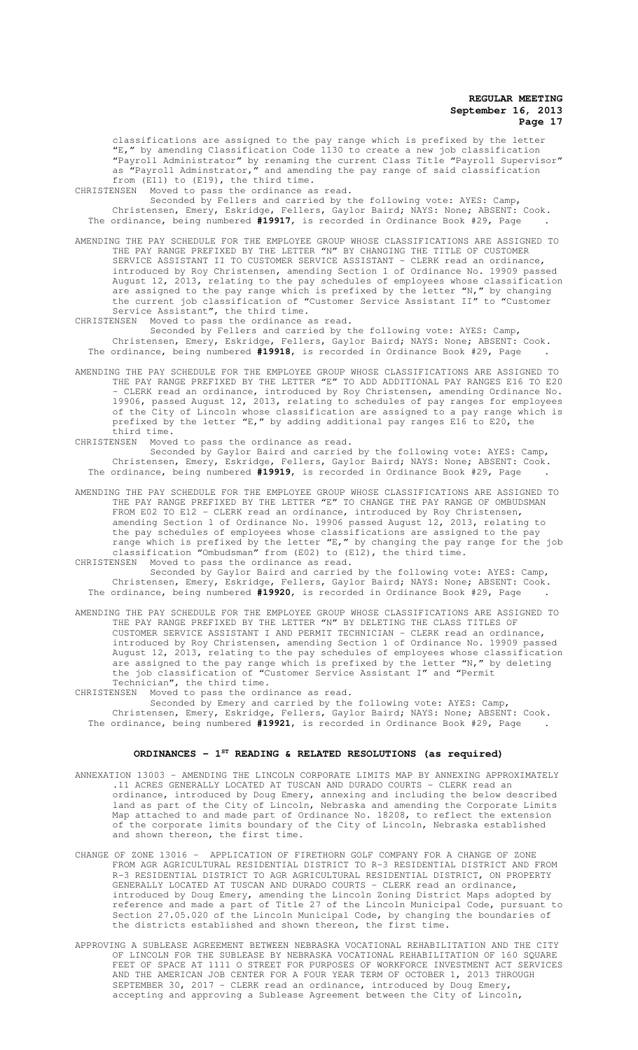classifications are assigned to the pay range which is prefixed by the letter "E," by amending Classification Code 1130 to create a new job classification "Payroll Administrator" by renaming the current Class Title "Payroll Supervisor" as "Payroll Adminstrator," and amending the pay range of said classification from (E11) to (E19), the third time.

CHRISTENSEN Moved to pass the ordinance as read.

Seconded by Fellers and carried by the following vote: AYES: Camp, Christensen, Emery, Eskridge, Fellers, Gaylor Baird; NAYS: None; ABSENT: Cook.

The ordinance, being numbered **#19917**, is recorded in Ordinance Book #29, Page .

AMENDING THE PAY SCHEDULE FOR THE EMPLOYEE GROUP WHOSE CLASSIFICATIONS ARE ASSIGNED TO THE PAY RANGE PREFIXED BY THE LETTER "N" BY CHANGING THE TITLE OF CUSTOMER SERVICE ASSISTANT II TO CUSTOMER SERVICE ASSISTANT - CLERK read an ordinance, introduced by Roy Christensen, amending Section 1 of Ordinance No. 19909 passed August 12, 2013, relating to the pay schedules of employees whose classification are assigned to the pay range which is prefixed by the letter "N," by changing the current job classification of "Customer Service Assistant II" to "Customer Service Assistant", the third time.

CHRISTENSEN Moved to pass the ordinance as read.

Seconded by Fellers and carried by the following vote: AYES: Camp, Christensen, Emery, Eskridge, Fellers, Gaylor Baird; NAYS: None; ABSENT: Cook.

The ordinance, being numbered **#19918**, is recorded in Ordinance Book #29, Page .

AMENDING THE PAY SCHEDULE FOR THE EMPLOYEE GROUP WHOSE CLASSIFICATIONS ARE ASSIGNED TO THE PAY RANGE PREFIXED BY THE LETTER "E" TO ADD ADDITIONAL PAY RANGES E16 TO E20 - CLERK read an ordinance, introduced by Roy Christensen, amending Ordinance No. 19906, passed August 12, 2013, relating to schedules of pay ranges for employees of the City of Lincoln whose classification are assigned to a pay range which is prefixed by the letter "E," by adding additional pay ranges E16 to E20, the third time.

CHRISTENSEN Moved to pass the ordinance as read.

Seconded by Gaylor Baird and carried by the following vote: AYES: Camp, Christensen, Emery, Eskridge, Fellers, Gaylor Baird; NAYS: None; ABSENT: Cook.

The ordinance, being numbered **#19919**, is recorded in Ordinance Book #29, Page .

AMENDING THE PAY SCHEDULE FOR THE EMPLOYEE GROUP WHOSE CLASSIFICATIONS ARE ASSIGNED TO THE PAY RANGE PREFIXED BY THE LETTER "E" TO CHANGE THE PAY RANGE OF OMBUDSMAN FROM E02 TO E12 - CLERK read an ordinance, introduced by Roy Christensen, amending Section 1 of Ordinance No. 19906 passed August 12, 2013, relating to the pay schedules of employees whose classifications are assigned to the pay range which is prefixed by the letter "E," by changing the pay range for the job classification "Ombudsman" from (E02) to (E12), the third time.

CHRISTENSEN Moved to pass the ordinance as read.

Seconded by Gaylor Baird and carried by the following vote: AYES: Camp, Christensen, Emery, Eskridge, Fellers, Gaylor Baird; NAYS: None; ABSENT: Cook.

The ordinance, being numbered **#19920**, is recorded in Ordinance Book #29, Page .

AMENDING THE PAY SCHEDULE FOR THE EMPLOYEE GROUP WHOSE CLASSIFICATIONS ARE ASSIGNED TO THE PAY RANGE PREFIXED BY THE LETTER "N" BY DELETING THE CLASS TITLES OF CUSTOMER SERVICE ASSISTANT I AND PERMIT TECHNICIAN - CLERK read an ordinance, introduced by Roy Christensen, amending Section 1 of Ordinance No. 19909 passed August 12, 2013, relating to the pay schedules of employees whose classification are assigned to the pay range which is prefixed by the letter "N," by deleting the job classification of "Customer Service Assistant I" and "Permit Technician", the third time.

CHRISTENSEN Moved to pass the ordinance as read.

Seconded by Emery and carried by the following vote: AYES: Camp, Christensen, Emery, Eskridge, Fellers, Gaylor Baird; NAYS: None; ABSENT: Cook.

The ordinance, being numbered **#19921**, is recorded in Ordinance Book #29, Page .

## ORDINANCES - 1ST READING & RELATED RESOLUTIONS (as required)

ANNEXATION 13003 - AMENDING THE LINCOLN CORPORATE LIMITS MAP BY ANNEXING APPROXIMATELY .11 ACRES GENERALLY LOCATED AT TUSCAN AND DURADO COURTS - CLERK read an ordinance, introduced by Doug Emery, annexing and including the below described land as part of the City of Lincoln, Nebraska and amending the Corporate Limits Map attached to and made part of Ordinance No. 18208, to reflect the extension of the corporate limits boundary of the City of Lincoln, Nebraska established and shown thereon, the first time.

CHANGE OF ZONE 13016 - APPLICATION OF FIRETHORN GOLF COMPANY FOR A CHANGE OF ZONE FROM AGR AGRICULTURAL RESIDENTIAL DISTRICT TO R-3 RESIDENTIAL DISTRICT AND FROM R-3 RESIDENTIAL DISTRICT TO AGR AGRICULTURAL RESIDENTIAL DISTRICT, ON PROPERTY GENERALLY LOCATED AT TUSCAN AND DURADO COURTS - CLERK read an ordinance, introduced by Doug Emery, amending the Lincoln Zoning District Maps adopted by reference and made a part of Title 27 of the Lincoln Municipal Code, pursuant to Section 27.05.020 of the Lincoln Municipal Code, by changing the boundaries of the districts established and shown thereon, the first time.

APPROVING A SUBLEASE AGREEMENT BETWEEN NEBRASKA VOCATIONAL REHABILITATION AND THE CITY OF LINCOLN FOR THE SUBLEASE BY NEBRASKA VOCATIONAL REHABILITATION OF 160 SQUARE FEET OF SPACE AT 1111 O STREET FOR PURPOSES OF WORKFORCE INVESTMENT ACT SERVICES AND THE AMERICAN JOB CENTER FOR A FOUR YEAR TERM OF OCTOBER 1, 2013 THROUGH SEPTEMBER 30, 2017 - CLERK read an ordinance, introduced by Doug Emery, accepting and approving a Sublease Agreement between the City of Lincoln,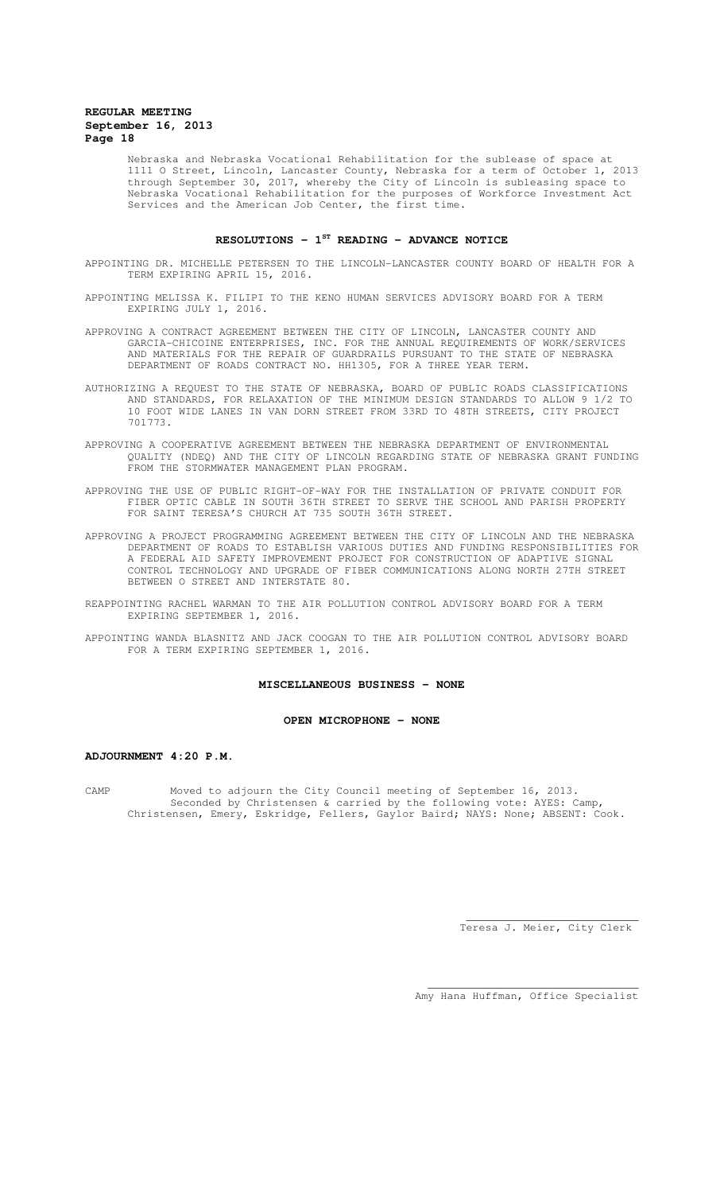Nebraska and Nebraska Vocational Rehabilitation for the sublease of space at 1111 O Street, Lincoln, Lancaster County, Nebraska for a term of October 1, 2013 through September 30, 2017, whereby the City of Lincoln is subleasing space to Nebraska Vocational Rehabilitation for the purposes of Workforce Investment Act Services and the American Job Center, the first time.

## RESOLUTIONS - 1ST READING - ADVANCE NOTICE

APPOINTING DR. MICHELLE PETERSEN TO THE LINCOLN-LANCASTER COUNTY BOARD OF HEALTH FOR A TERM EXPIRING APRIL 15, 2016.

APPOINTING MELISSA K. FILIPI TO THE KENO HUMAN SERVICES ADVISORY BOARD FOR A TERM EXPIRING JULY 1, 2016.

APPROVING A CONTRACT AGREEMENT BETWEEN THE CITY OF LINCOLN, LANCASTER COUNTY AND GARCIA-CHICOINE ENTERPRISES, INC. FOR THE ANNUAL REQUIREMENTS OF WORK/SERVICES AND MATERIALS FOR THE REPAIR OF GUARDRAILS PURSUANT TO THE STATE OF NEBRASKA DEPARTMENT OF ROADS CONTRACT NO. HH1305, FOR A THREE YEAR TERM.

AUTHORIZING A REQUEST TO THE STATE OF NEBRASKA, BOARD OF PUBLIC ROADS CLASSIFICATIONS AND STANDARDS, FOR RELAXATION OF THE MINIMUM DESIGN STANDARDS TO ALLOW 9 1/2 TO 10 FOOT WIDE LANES IN VAN DORN STREET FROM 33RD TO 48TH STREETS, CITY PROJECT 701773.

APPROVING A COOPERATIVE AGREEMENT BETWEEN THE NEBRASKA DEPARTMENT OF ENVIRONMENTAL QUALITY (NDEQ) AND THE CITY OF LINCOLN REGARDING STATE OF NEBRASKA GRANT FUNDING FROM THE STORMWATER MANAGEMENT PLAN PROGRAM.

APPROVING THE USE OF PUBLIC RIGHT-OF-WAY FOR THE INSTALLATION OF PRIVATE CONDUIT FOR FIBER OPTIC CABLE IN SOUTH 36TH STREET TO SERVE THE SCHOOL AND PARISH PROPERTY FOR SAINT TERESA'S CHURCH AT 735 SOUTH 36TH STREET.

APPROVING A PROJECT PROGRAMMING AGREEMENT BETWEEN THE CITY OF LINCOLN AND THE NEBRASKA DEPARTMENT OF ROADS TO ESTABLISH VARIOUS DUTIES AND FUNDING RESPONSIBILITIES FOR A FEDERAL AID SAFETY IMPROVEMENT PROJECT FOR CONSTRUCTION OF ADAPTIVE SIGNAL CONTROL TECHNOLOGY AND UPGRADE OF FIBER COMMUNICATIONS ALONG NORTH 27TH STREET BETWEEN O STREET AND INTERSTATE 80.

REAPPOINTING RACHEL WARMAN TO THE AIR POLLUTION CONTROL ADVISORY BOARD FOR A TERM EXPIRING SEPTEMBER 1, 2016.

APPOINTING WANDA BLASNITZ AND JACK COOGAN TO THE AIR POLLUTION CONTROL ADVISORY BOARD FOR A TERM EXPIRING SEPTEMBER 1, 2016.

## MISCELLANEOUS BUSINESS - NONE

## OPEN MICROPHONE - NONE

## ADJOURNMENT 4:20 P.M.

CAMP Moved to adjourn the City Council meeting of September 16, 2013.
Seconded by Christensen & carried by the following vote: AYES: Camp, Christensen, Emery, Eskridge, Fellers, Gaylor Baird; NAYS: None; ABSENT: Cook.

Teresa J. Meier, City Clerk

Amy Hana Huffman, Office Specialist